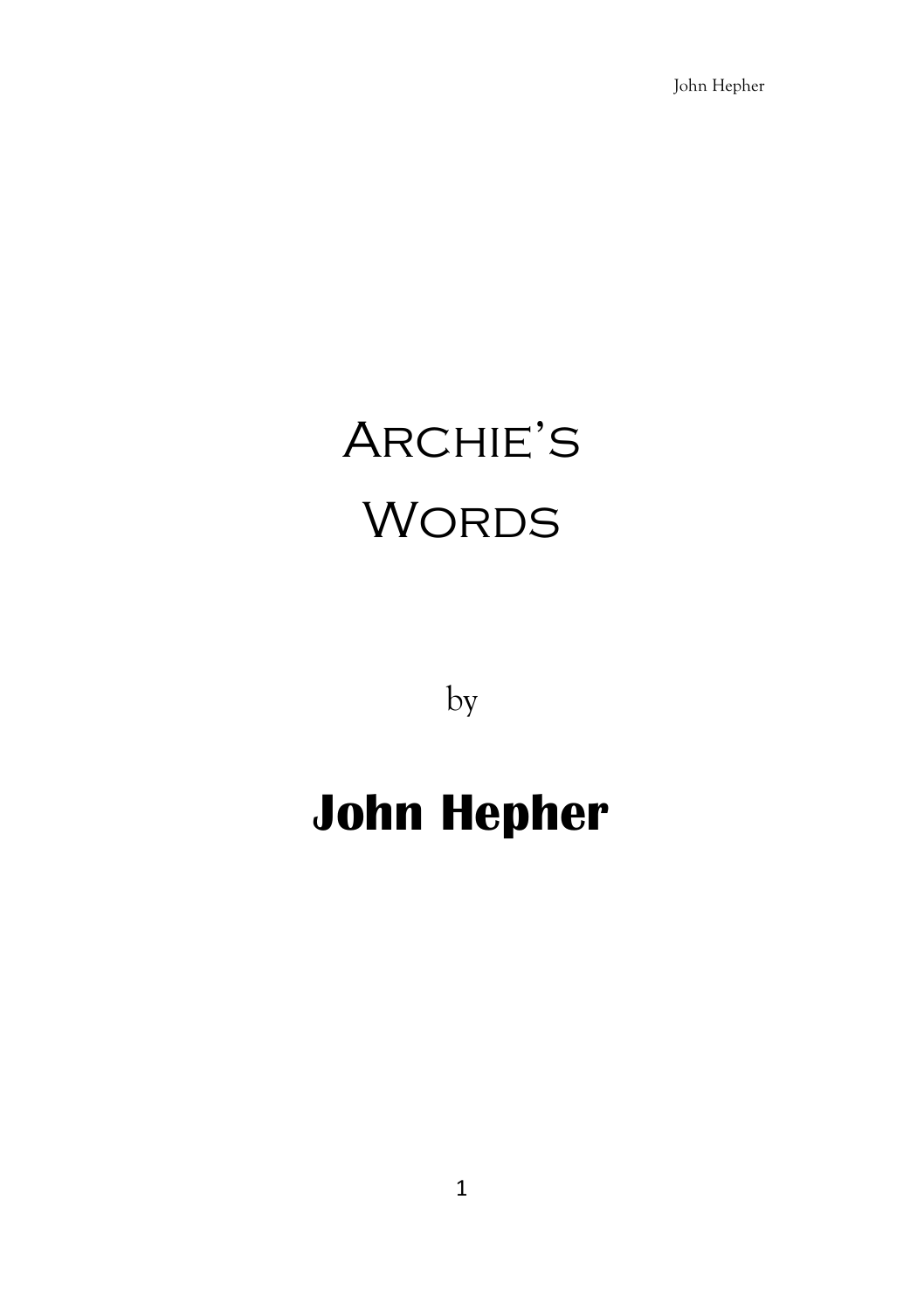# Archie's Words

by

**John Hepher**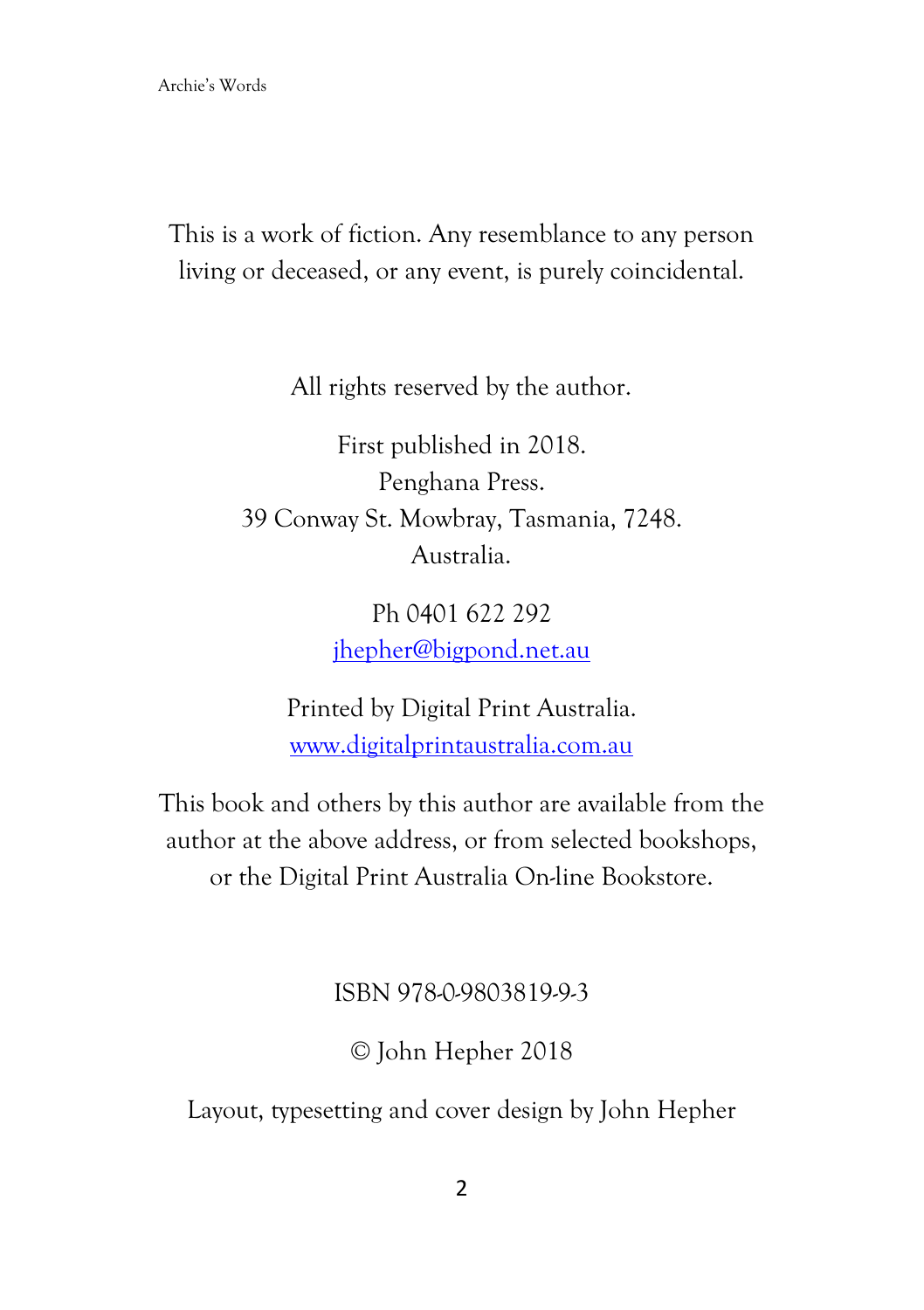This is a work of fiction. Any resemblance to any person living or deceased, or any event, is purely coincidental.

All rights reserved by the author.

First published in 2018.
Penghana Press.
39 Conway St. Mowbray, Tasmania, 7248.
Australia.

Ph 0401 622 292
jhepher@bigpond.net.au

Printed by Digital Print Australia.
www.digitalprintaustralia.com.au

This book and others by this author are available from the author at the above address, or from selected bookshops, or the Digital Print Australia On-line Bookstore.

ISBN 978-0-9803819-9-3

© John Hepher 2018

Layout, typesetting and cover design by John Hepher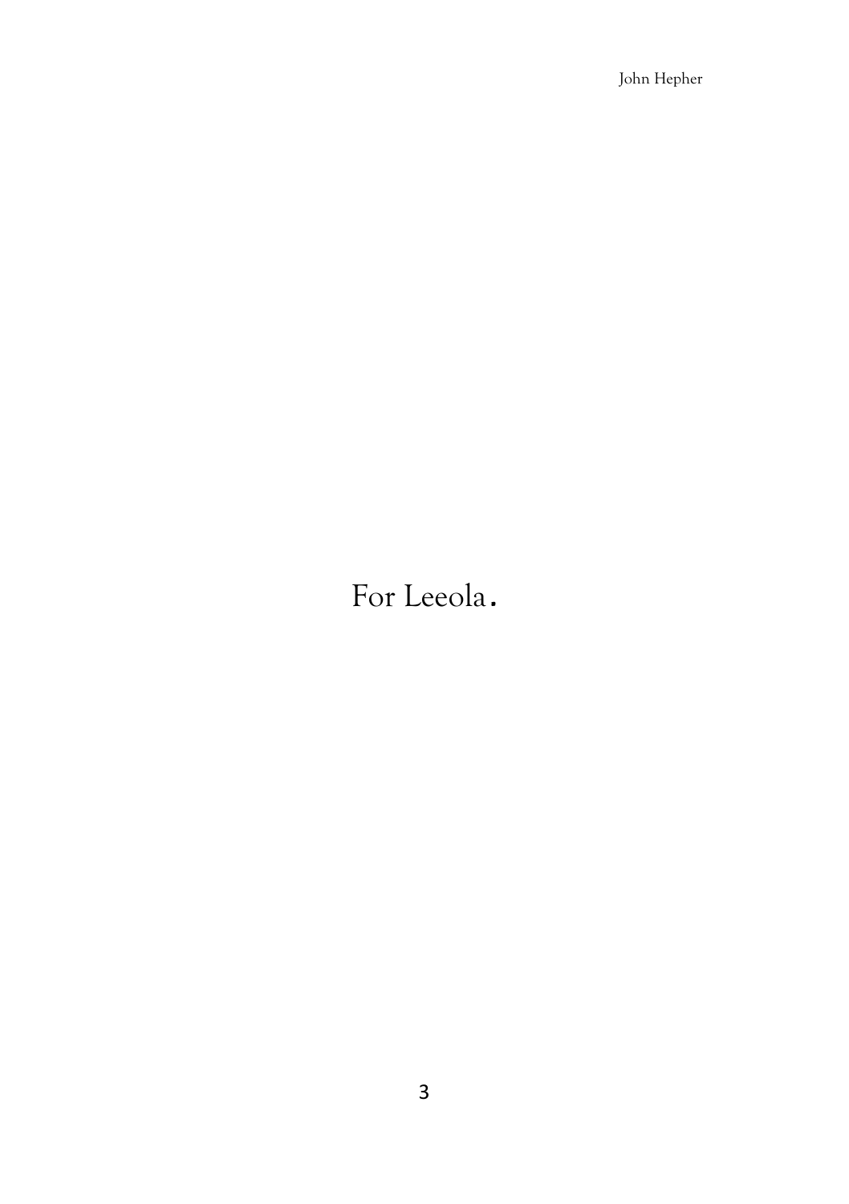For Leeola.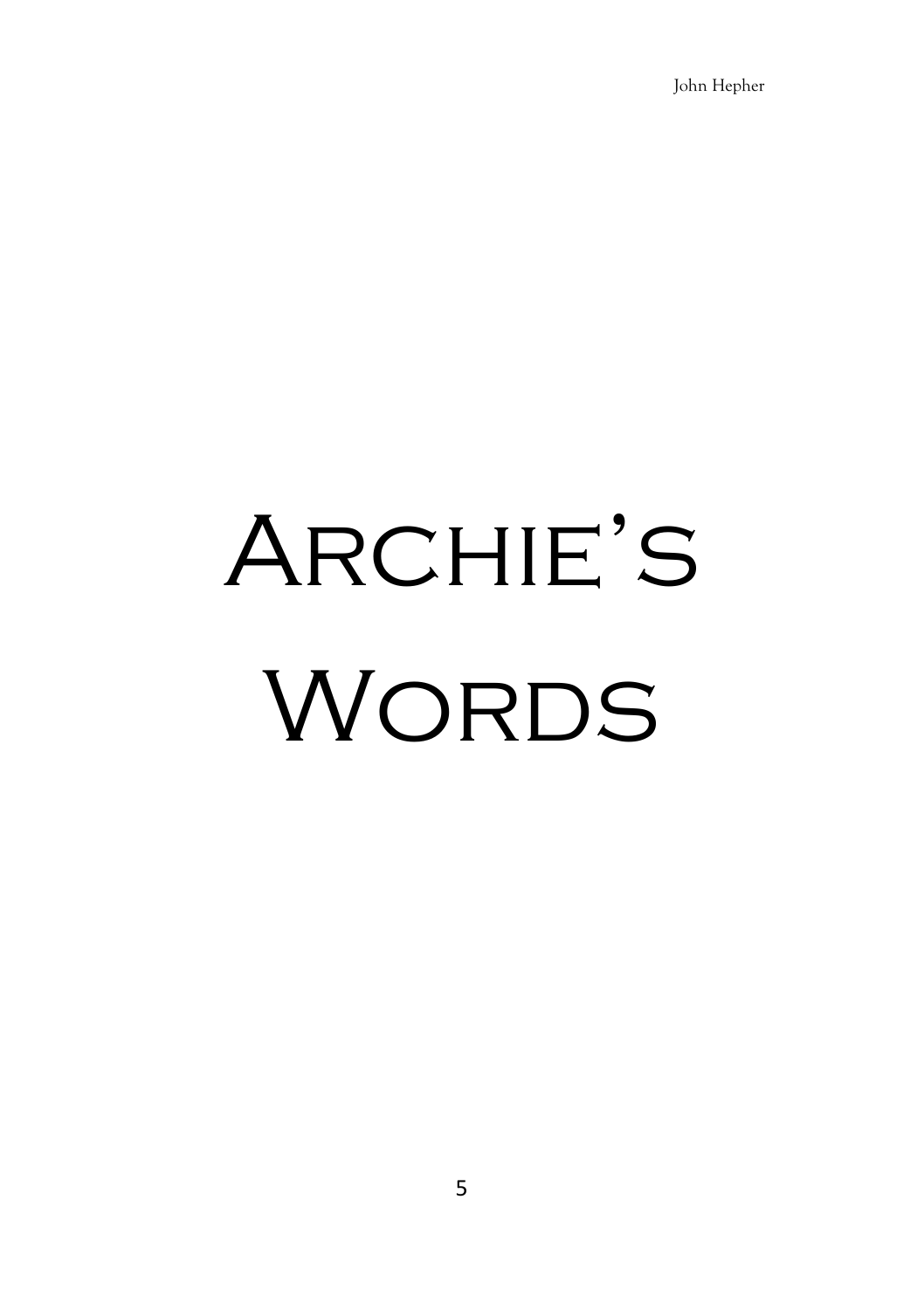# Archie's Words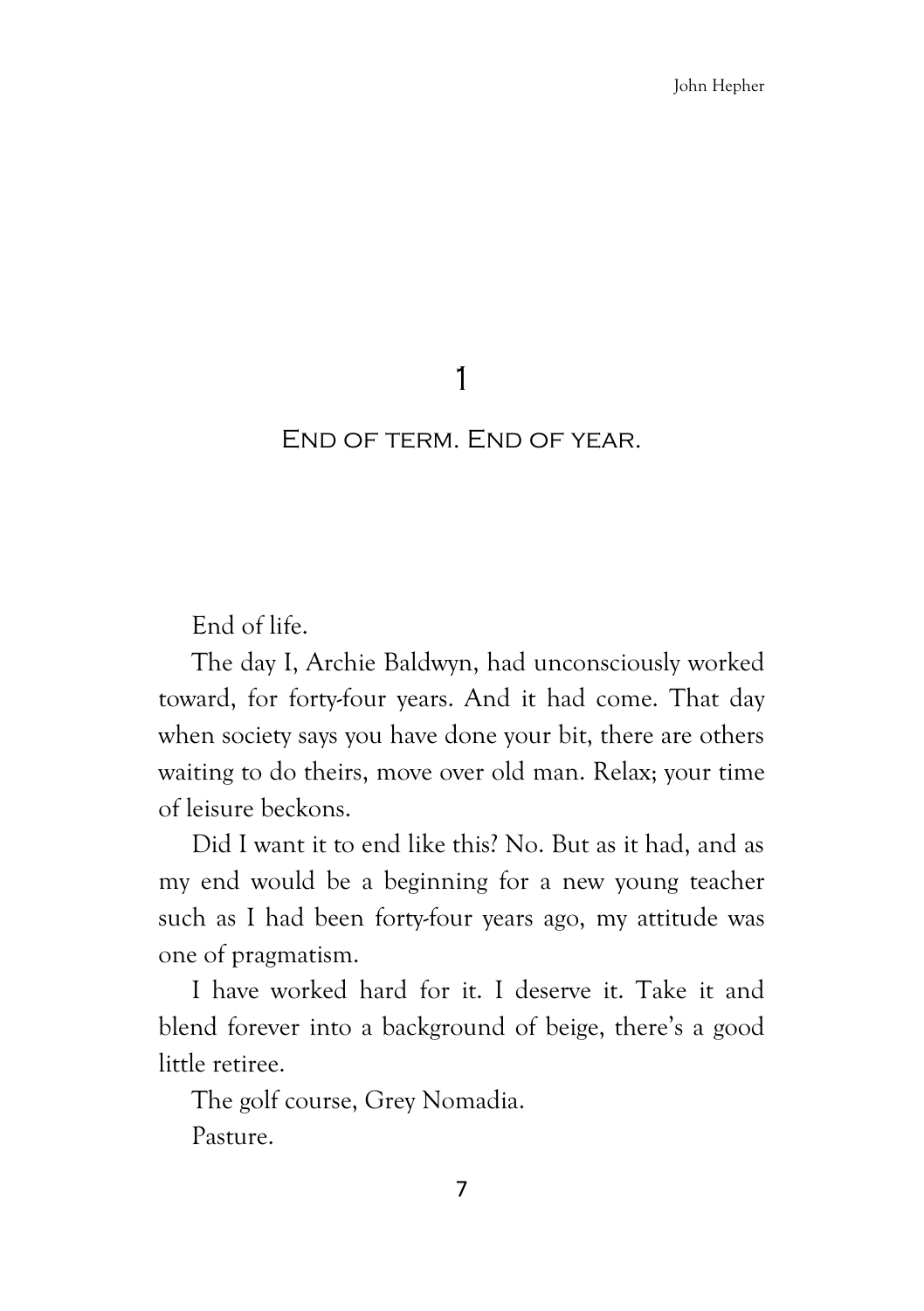# 1

## End of term. End of year.

End of life.

The day I, Archie Baldwyn, had unconsciously worked toward, for forty-four years. And it had come. That day when society says you have done your bit, there are others waiting to do theirs, move over old man. Relax; your time of leisure beckons.

Did I want it to end like this? No. But as it had, and as my end would be a beginning for a new young teacher such as I had been forty-four years ago, my attitude was one of pragmatism.

I have worked hard for it. I deserve it. Take it and blend forever into a background of beige, there's a good little retiree.

The golf course, Grey Nomadia.

Pasture.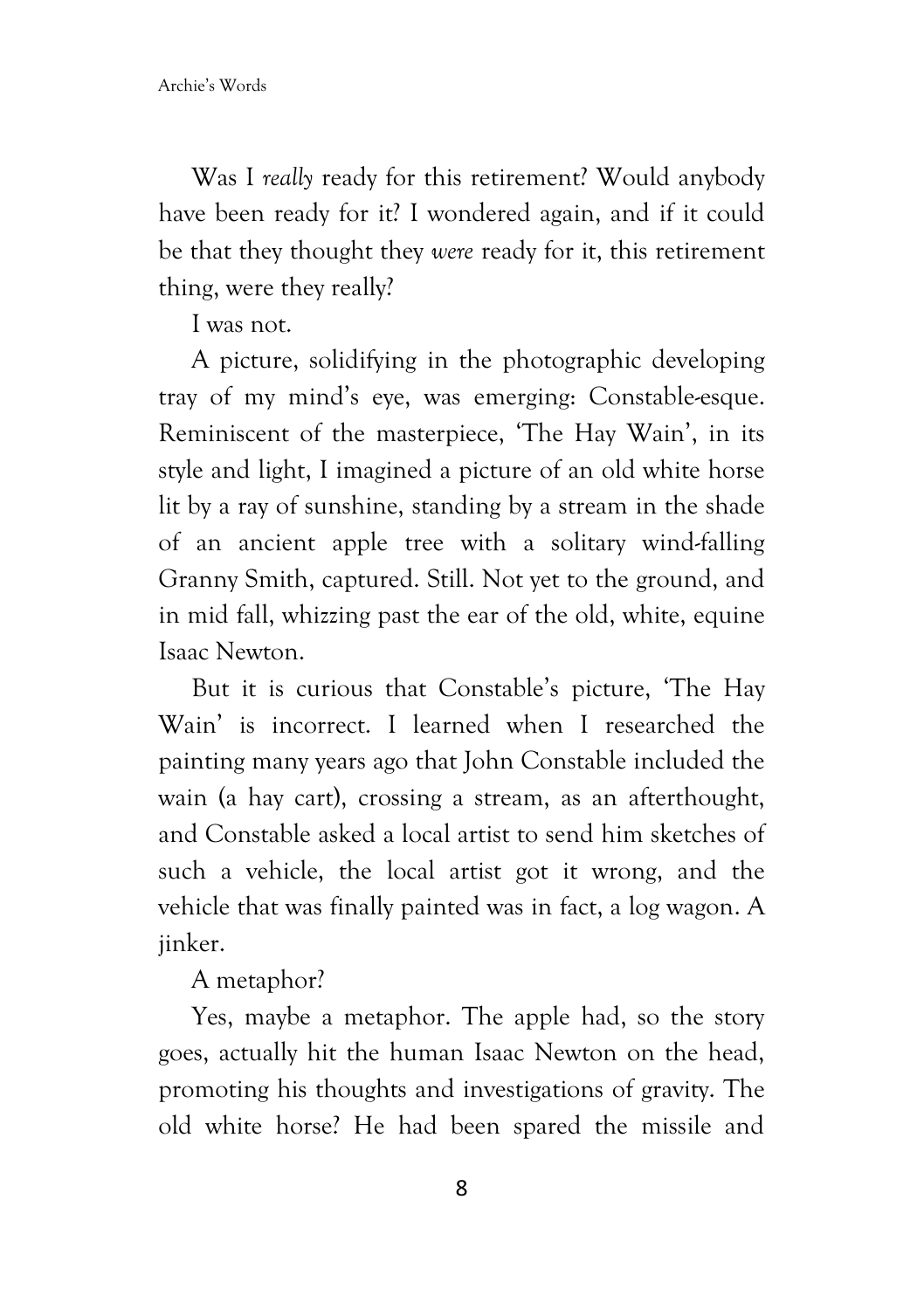Was I *really* ready for this retirement? Would anybody have been ready for it? I wondered again, and if it could be that they thought they *were* ready for it, this retirement thing, were they really?

I was not.

A picture, solidifying in the photographic developing tray of my mind's eye, was emerging: Constable-esque. Reminiscent of the masterpiece, 'The Hay Wain', in its style and light, I imagined a picture of an old white horse lit by a ray of sunshine, standing by a stream in the shade of an ancient apple tree with a solitary wind-falling Granny Smith, captured. Still. Not yet to the ground, and in mid fall, whizzing past the ear of the old, white, equine Isaac Newton.

But it is curious that Constable's picture, 'The Hay Wain' is incorrect. I learned when I researched the painting many years ago that John Constable included the wain (a hay cart), crossing a stream, as an afterthought, and Constable asked a local artist to send him sketches of such a vehicle, the local artist got it wrong, and the vehicle that was finally painted was in fact, a log wagon. A jinker.

A metaphor?

Yes, maybe a metaphor. The apple had, so the story goes, actually hit the human Isaac Newton on the head, promoting his thoughts and investigations of gravity. The old white horse? He had been spared the missile and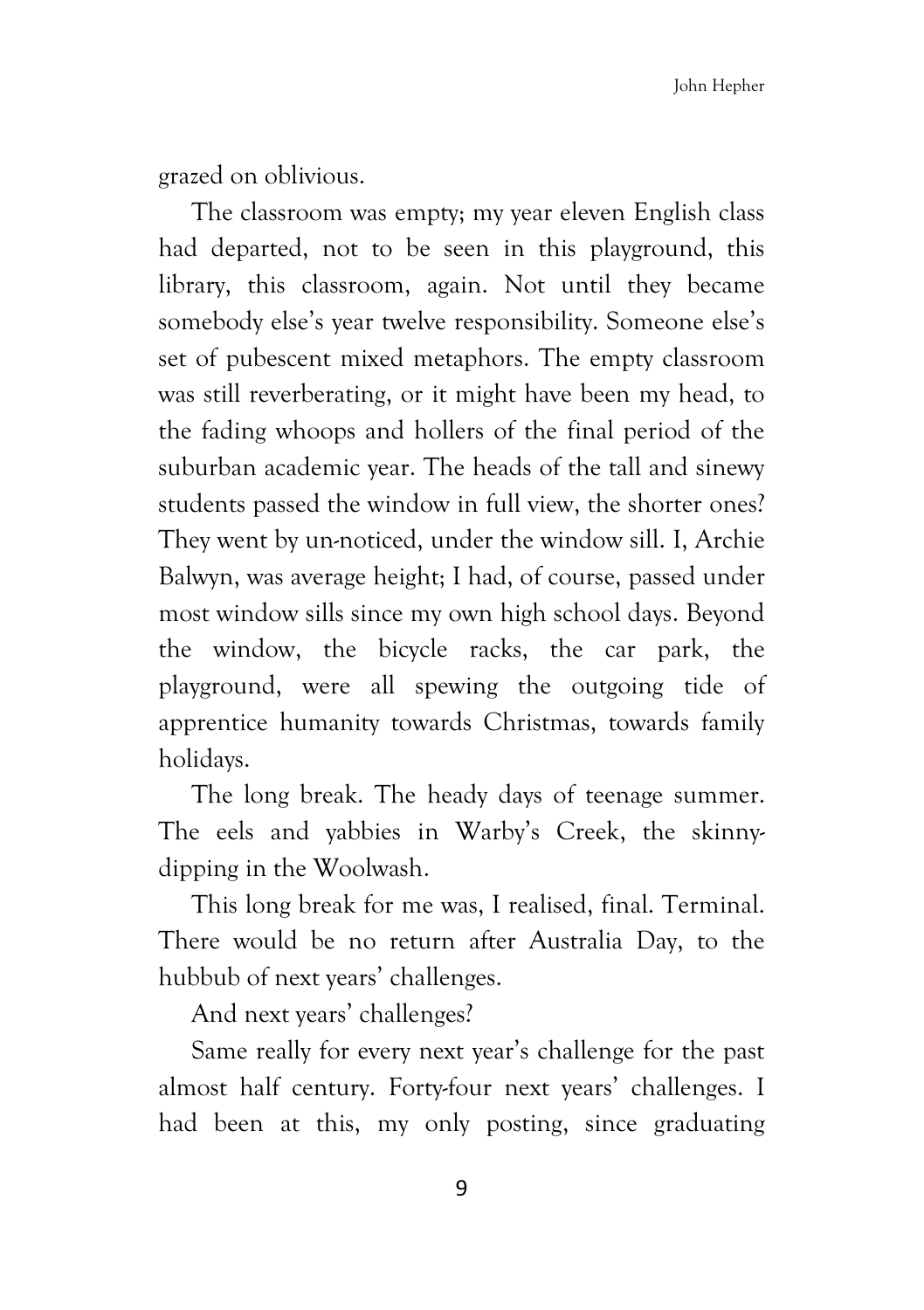grazed on oblivious.

The classroom was empty; my year eleven English class had departed, not to be seen in this playground, this library, this classroom, again. Not until they became somebody else's year twelve responsibility. Someone else's set of pubescent mixed metaphors. The empty classroom was still reverberating, or it might have been my head, to the fading whoops and hollers of the final period of the suburban academic year. The heads of the tall and sinewy students passed the window in full view, the shorter ones? They went by un-noticed, under the window sill. I, Archie Balwyn, was average height; I had, of course, passed under most window sills since my own high school days. Beyond the window, the bicycle racks, the car park, the playground, were all spewing the outgoing tide of apprentice humanity towards Christmas, towards family holidays.

The long break. The heady days of teenage summer. The eels and yabbies in Warby's Creek, the skinny-dipping in the Woolwash.

This long break for me was, I realised, final. Terminal. There would be no return after Australia Day, to the hubbub of next years' challenges.

And next years' challenges?

Same really for every next year's challenge for the past almost half century. Forty-four next years' challenges. I had been at this, my only posting, since graduating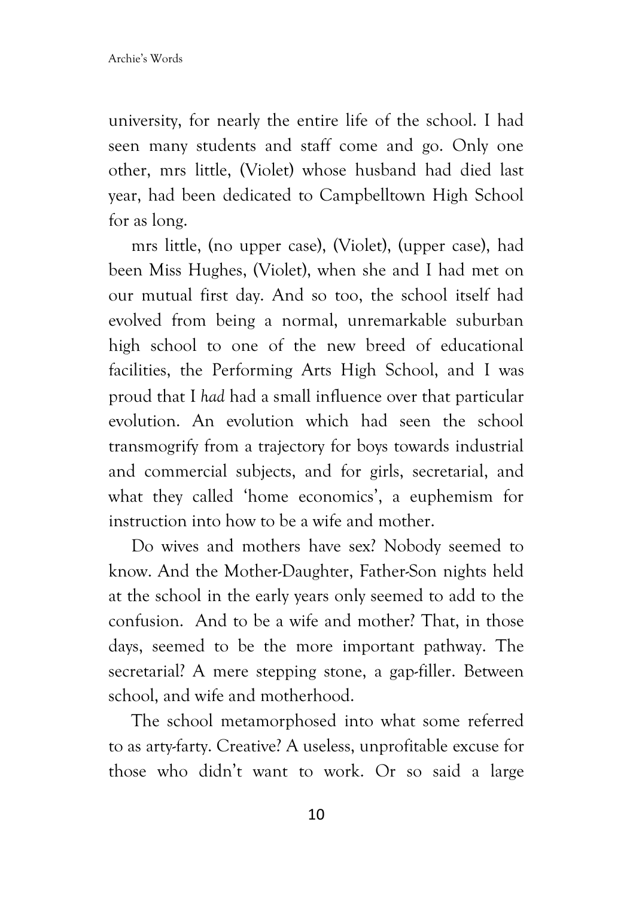university, for nearly the entire life of the school. I had seen many students and staff come and go. Only one other, mrs little, (Violet) whose husband had died last year, had been dedicated to Campbelltown High School for as long.

mrs little, (no upper case), (Violet), (upper case), had been Miss Hughes, (Violet), when she and I had met on our mutual first day. And so too, the school itself had evolved from being a normal, unremarkable suburban high school to one of the new breed of educational facilities, the Performing Arts High School, and I was proud that I *had* had a small influence over that particular evolution. An evolution which had seen the school transmogrify from a trajectory for boys towards industrial and commercial subjects, and for girls, secretarial, and what they called 'home economics', a euphemism for instruction into how to be a wife and mother.

Do wives and mothers have sex? Nobody seemed to know. And the Mother-Daughter, Father-Son nights held at the school in the early years only seemed to add to the confusion. And to be a wife and mother? That, in those days, seemed to be the more important pathway. The secretarial? A mere stepping stone, a gap-filler. Between school, and wife and motherhood.

The school metamorphosed into what some referred to as arty-farty. Creative? A useless, unprofitable excuse for those who didn't want to work. Or so said a large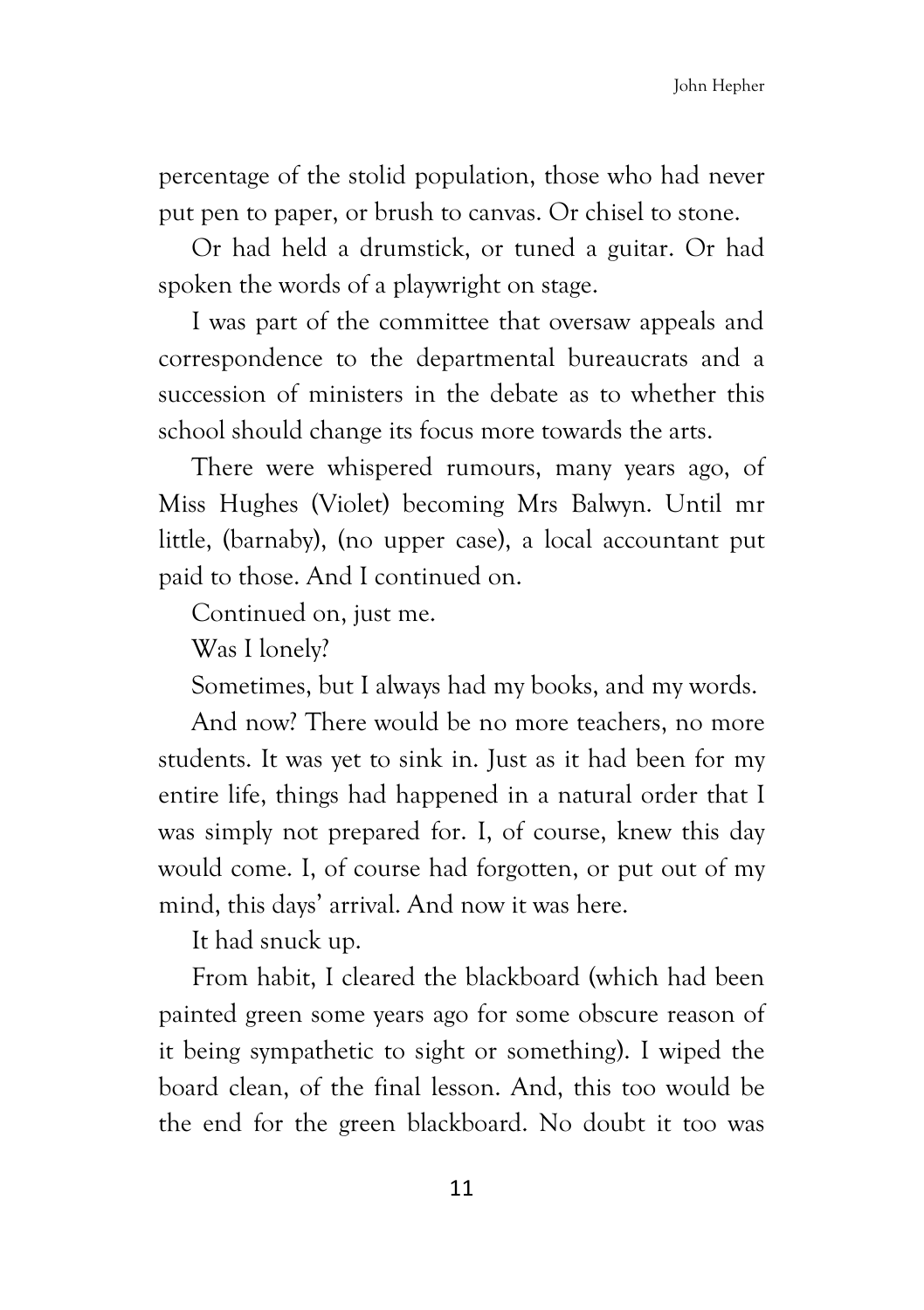percentage of the stolid population, those who had never put pen to paper, or brush to canvas. Or chisel to stone.

Or had held a drumstick, or tuned a guitar. Or had spoken the words of a playwright on stage.

I was part of the committee that oversaw appeals and correspondence to the departmental bureaucrats and a succession of ministers in the debate as to whether this school should change its focus more towards the arts.

There were whispered rumours, many years ago, of Miss Hughes (Violet) becoming Mrs Balwyn. Until mr little, (barnaby), (no upper case), a local accountant put paid to those. And I continued on.

Continued on, just me.

Was I lonely?

Sometimes, but I always had my books, and my words.

And now? There would be no more teachers, no more students. It was yet to sink in. Just as it had been for my entire life, things had happened in a natural order that I was simply not prepared for. I, of course, knew this day would come. I, of course had forgotten, or put out of my mind, this days' arrival. And now it was here.

It had snuck up.

From habit, I cleared the blackboard (which had been painted green some years ago for some obscure reason of it being sympathetic to sight or something). I wiped the board clean, of the final lesson. And, this too would be the end for the green blackboard. No doubt it too was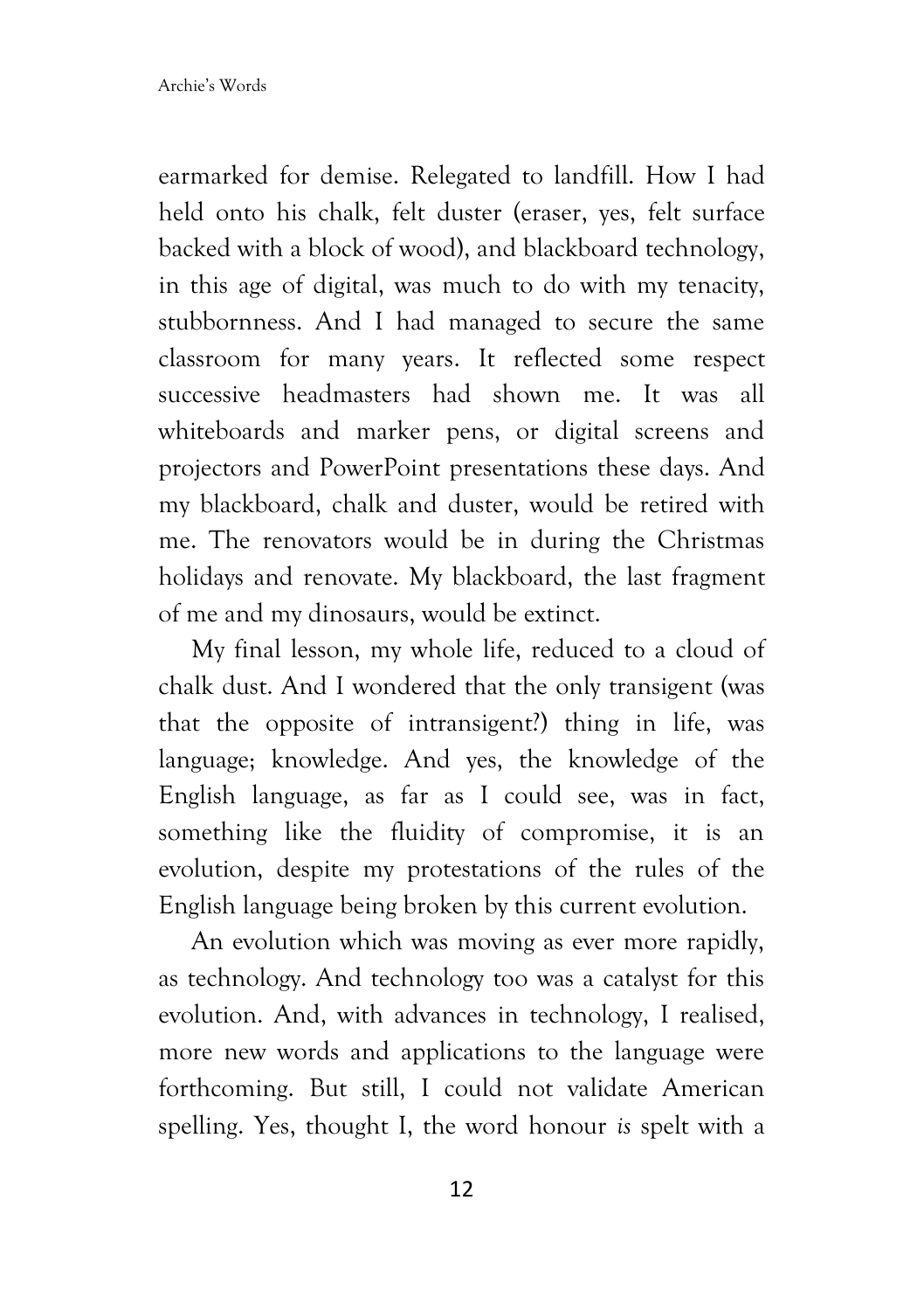earmarked for demise. Relegated to landfill. How I had held onto his chalk, felt duster (eraser, yes, felt surface backed with a block of wood), and blackboard technology, in this age of digital, was much to do with my tenacity, stubbornness. And I had managed to secure the same classroom for many years. It reflected some respect successive headmasters had shown me. It was all whiteboards and marker pens, or digital screens and projectors and PowerPoint presentations these days. And my blackboard, chalk and duster, would be retired with me. The renovators would be in during the Christmas holidays and renovate. My blackboard, the last fragment of me and my dinosaurs, would be extinct.

My final lesson, my whole life, reduced to a cloud of chalk dust. And I wondered that the only transigent (was that the opposite of intransigent?) thing in life, was language; knowledge. And yes, the knowledge of the English language, as far as I could see, was in fact, something like the fluidity of compromise, it is an evolution, despite my protestations of the rules of the English language being broken by this current evolution.

An evolution which was moving as ever more rapidly, as technology. And technology too was a catalyst for this evolution. And, with advances in technology, I realised, more new words and applications to the language were forthcoming. But still, I could not validate American spelling. Yes, thought I, the word honour *is* spelt with a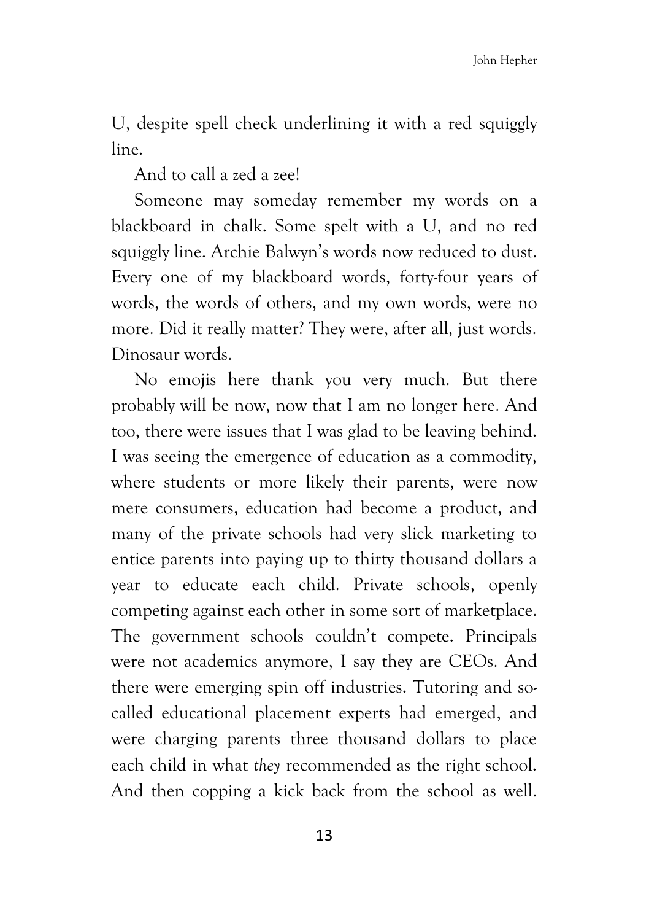U, despite spell check underlining it with a red squiggly line.

And to call a zed a zee!

Someone may someday remember my words on a blackboard in chalk. Some spelt with a U, and no red squiggly line. Archie Balwyn's words now reduced to dust. Every one of my blackboard words, forty-four years of words, the words of others, and my own words, were no more. Did it really matter? They were, after all, just words. Dinosaur words.

No emojis here thank you very much. But there probably will be now, now that I am no longer here. And too, there were issues that I was glad to be leaving behind. I was seeing the emergence of education as a commodity, where students or more likely their parents, were now mere consumers, education had become a product, and many of the private schools had very slick marketing to entice parents into paying up to thirty thousand dollars a year to educate each child. Private schools, openly competing against each other in some sort of marketplace. The government schools couldn't compete. Principals were not academics anymore, I say they are CEOs. And there were emerging spin off industries. Tutoring and so-called educational placement experts had emerged, and were charging parents three thousand dollars to place each child in what *they* recommended as the right school. And then copping a kick back from the school as well.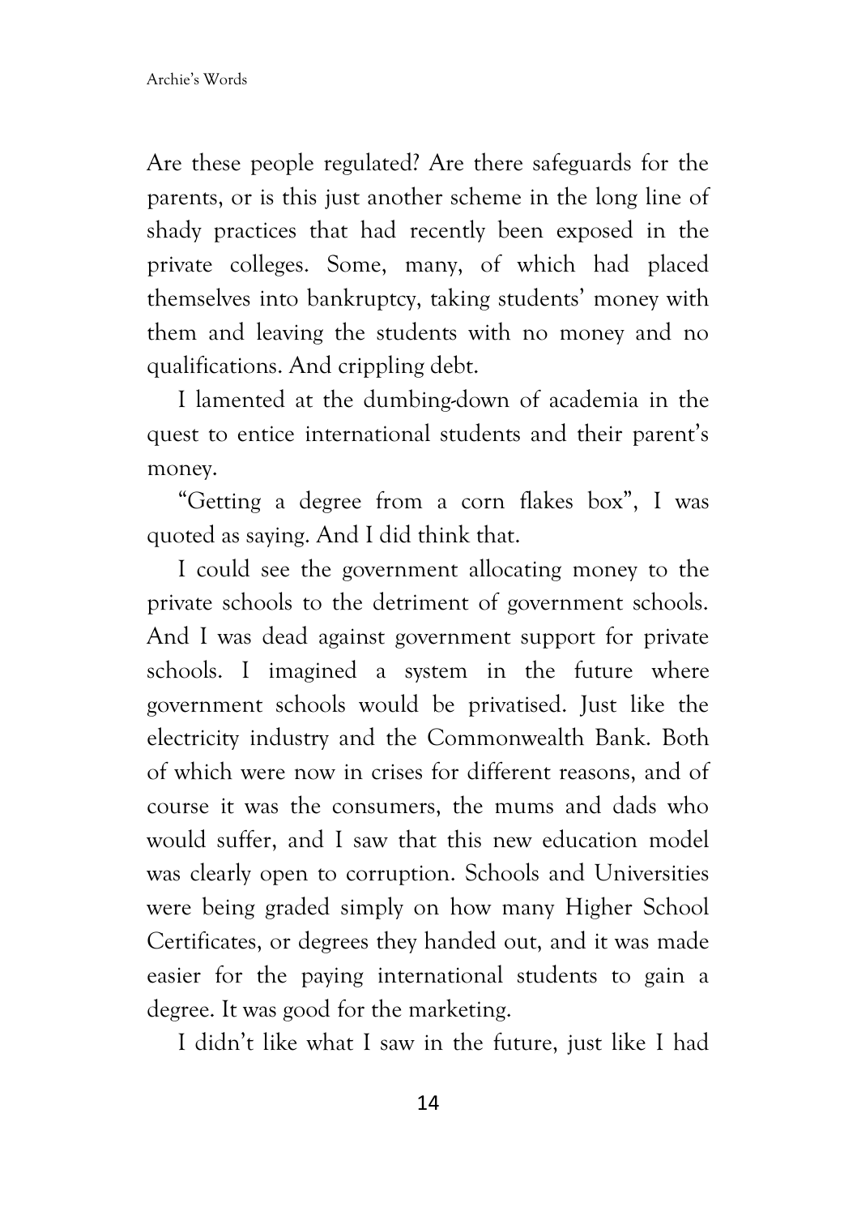Are these people regulated? Are there safeguards for the parents, or is this just another scheme in the long line of shady practices that had recently been exposed in the private colleges. Some, many, of which had placed themselves into bankruptcy, taking students' money with them and leaving the students with no money and no qualifications. And crippling debt.

I lamented at the dumbing-down of academia in the quest to entice international students and their parent's money.

"Getting a degree from a corn flakes box", I was quoted as saying. And I did think that.

I could see the government allocating money to the private schools to the detriment of government schools. And I was dead against government support for private schools. I imagined a system in the future where government schools would be privatised. Just like the electricity industry and the Commonwealth Bank. Both of which were now in crises for different reasons, and of course it was the consumers, the mums and dads who would suffer, and I saw that this new education model was clearly open to corruption. Schools and Universities were being graded simply on how many Higher School Certificates, or degrees they handed out, and it was made easier for the paying international students to gain a degree. It was good for the marketing.

I didn't like what I saw in the future, just like I had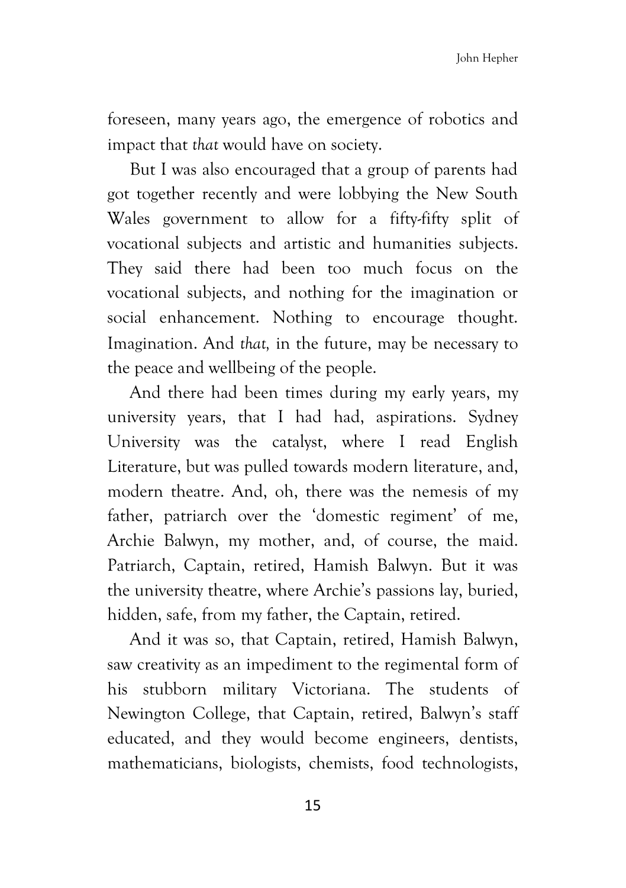foreseen, many years ago, the emergence of robotics and impact that *that* would have on society.

But I was also encouraged that a group of parents had got together recently and were lobbying the New South Wales government to allow for a fifty-fifty split of vocational subjects and artistic and humanities subjects. They said there had been too much focus on the vocational subjects, and nothing for the imagination or social enhancement. Nothing to encourage thought. Imagination. And *that,* in the future, may be necessary to the peace and wellbeing of the people.

And there had been times during my early years, my university years, that I had had, aspirations. Sydney University was the catalyst, where I read English Literature, but was pulled towards modern literature, and, modern theatre. And, oh, there was the nemesis of my father, patriarch over the 'domestic regiment' of me, Archie Balwyn, my mother, and, of course, the maid. Patriarch, Captain, retired, Hamish Balwyn. But it was the university theatre, where Archie's passions lay, buried, hidden, safe, from my father, the Captain, retired.

And it was so, that Captain, retired, Hamish Balwyn, saw creativity as an impediment to the regimental form of his stubborn military Victoriana. The students of Newington College, that Captain, retired, Balwyn's staff educated, and they would become engineers, dentists, mathematicians, biologists, chemists, food technologists,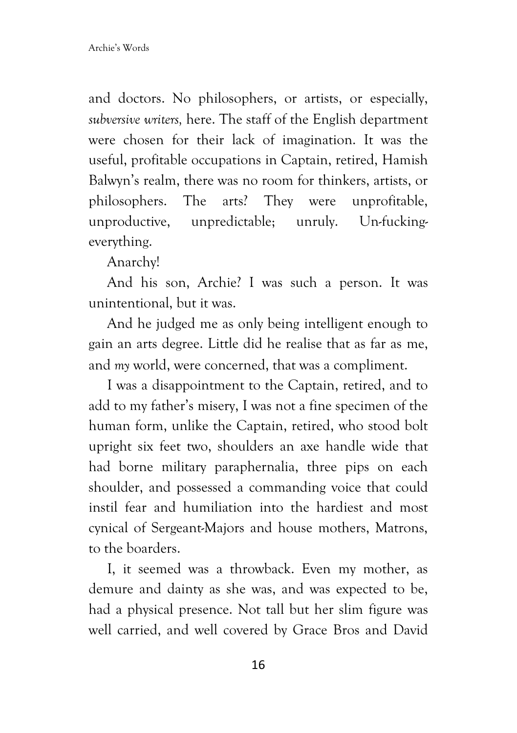and doctors. No philosophers, or artists, or especially, *subversive writers,* here. The staff of the English department were chosen for their lack of imagination. It was the useful, profitable occupations in Captain, retired, Hamish Balwyn's realm, there was no room for thinkers, artists, or philosophers. The arts? They were unprofitable, unproductive, unpredictable; unruly. Un-fucking-everything.

Anarchy!

And his son, Archie? I was such a person. It was unintentional, but it was.

And he judged me as only being intelligent enough to gain an arts degree. Little did he realise that as far as me, and *my* world, were concerned, that was a compliment.

I was a disappointment to the Captain, retired, and to add to my father's misery, I was not a fine specimen of the human form, unlike the Captain, retired, who stood bolt upright six feet two, shoulders an axe handle wide that had borne military paraphernalia, three pips on each shoulder, and possessed a commanding voice that could instil fear and humiliation into the hardiest and most cynical of Sergeant-Majors and house mothers, Matrons, to the boarders.

I, it seemed was a throwback. Even my mother, as demure and dainty as she was, and was expected to be, had a physical presence. Not tall but her slim figure was well carried, and well covered by Grace Bros and David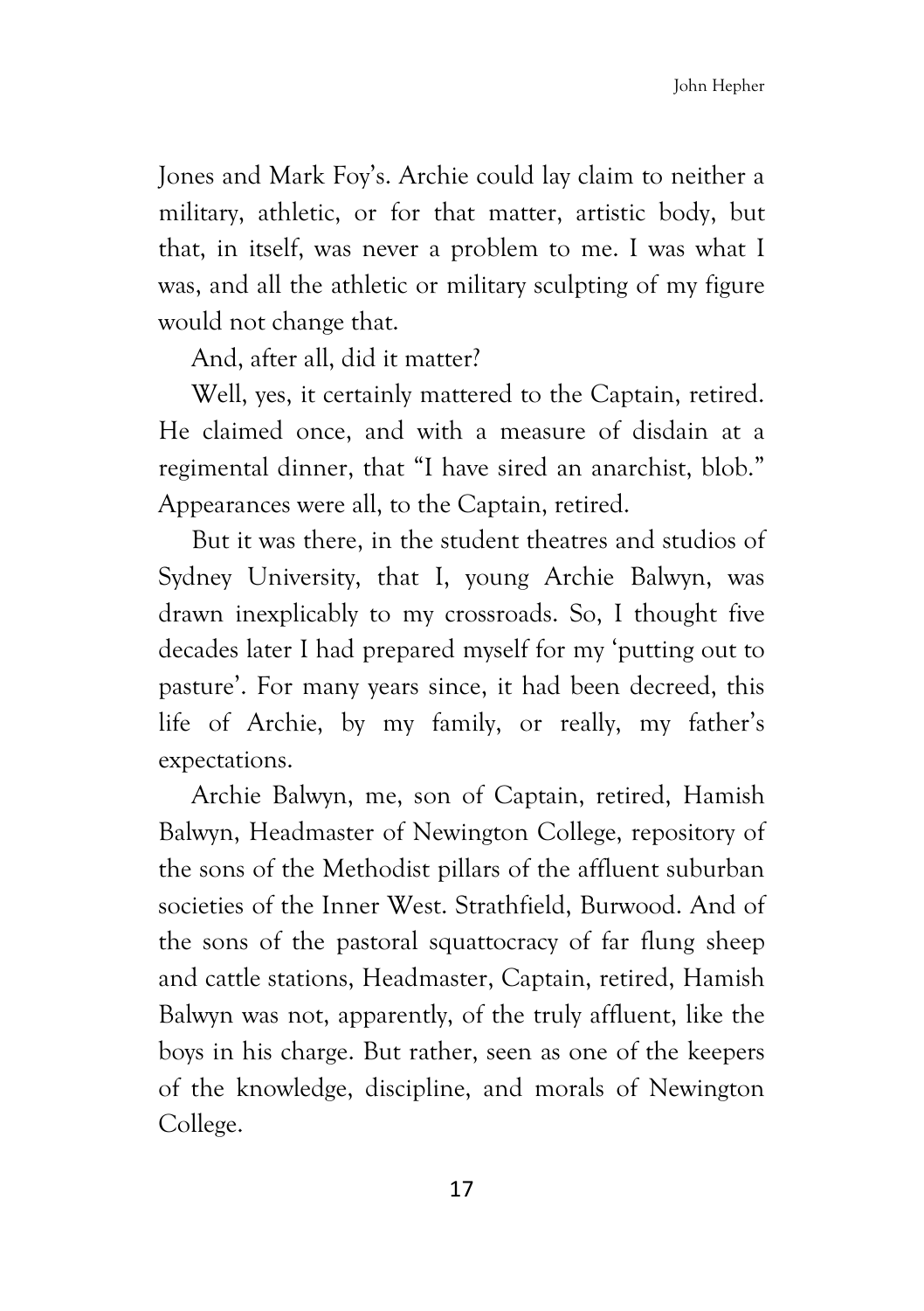Jones and Mark Foy's. Archie could lay claim to neither a military, athletic, or for that matter, artistic body, but that, in itself, was never a problem to me. I was what I was, and all the athletic or military sculpting of my figure would not change that.

And, after all, did it matter?

Well, yes, it certainly mattered to the Captain, retired. He claimed once, and with a measure of disdain at a regimental dinner, that "I have sired an anarchist, blob." Appearances were all, to the Captain, retired.

But it was there, in the student theatres and studios of Sydney University, that I, young Archie Balwyn, was drawn inexplicably to my crossroads. So, I thought five decades later I had prepared myself for my 'putting out to pasture'. For many years since, it had been decreed, this life of Archie, by my family, or really, my father's expectations.

Archie Balwyn, me, son of Captain, retired, Hamish Balwyn, Headmaster of Newington College, repository of the sons of the Methodist pillars of the affluent suburban societies of the Inner West. Strathfield, Burwood. And of the sons of the pastoral squattocracy of far flung sheep and cattle stations, Headmaster, Captain, retired, Hamish Balwyn was not, apparently, of the truly affluent, like the boys in his charge. But rather, seen as one of the keepers of the knowledge, discipline, and morals of Newington College.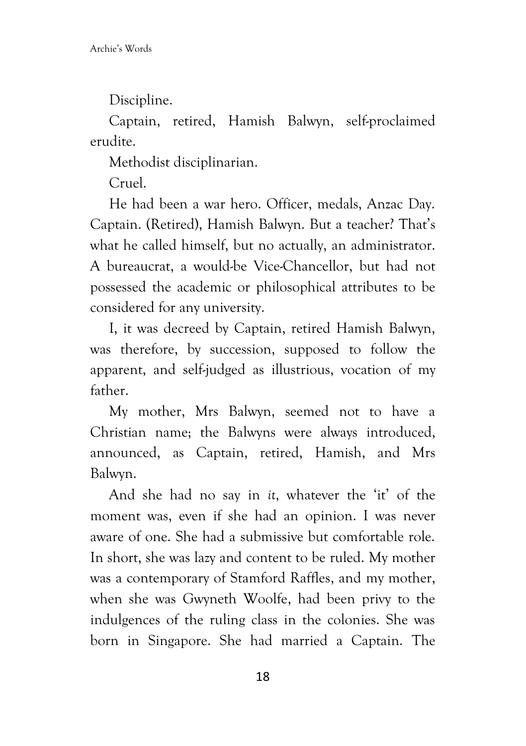Discipline.

Captain, retired, Hamish Balwyn, self-proclaimed erudite.

Methodist disciplinarian.

Cruel.

He had been a war hero. Officer, medals, Anzac Day. Captain. (Retired), Hamish Balwyn. But a teacher? That's what he called himself, but no actually, an administrator. A bureaucrat, a would-be Vice-Chancellor, but had not possessed the academic or philosophical attributes to be considered for any university.

I, it was decreed by Captain, retired Hamish Balwyn, was therefore, by succession, supposed to follow the apparent, and self-judged as illustrious, vocation of my father.

My mother, Mrs Balwyn, seemed not to have a Christian name; the Balwyns were always introduced, announced, as Captain, retired, Hamish, and Mrs Balwyn.

And she had no say in *it*, whatever the 'it' of the moment was, even if she had an opinion. I was never aware of one. She had a submissive but comfortable role. In short, she was lazy and content to be ruled. My mother was a contemporary of Stamford Raffles, and my mother, when she was Gwyneth Woolfe, had been privy to the indulgences of the ruling class in the colonies. She was born in Singapore. She had married a Captain. The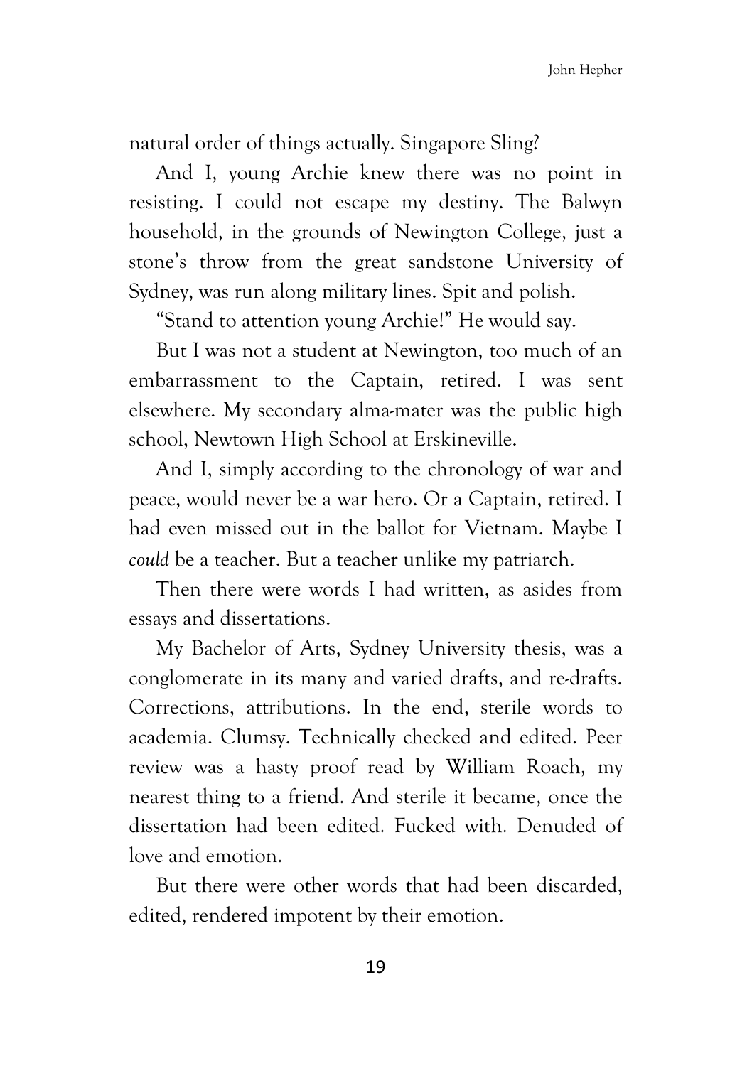natural order of things actually. Singapore Sling?

And I, young Archie knew there was no point in resisting. I could not escape my destiny. The Balwyn household, in the grounds of Newington College, just a stone's throw from the great sandstone University of Sydney, was run along military lines. Spit and polish.

"Stand to attention young Archie!" He would say.

But I was not a student at Newington, too much of an embarrassment to the Captain, retired. I was sent elsewhere. My secondary alma-mater was the public high school, Newtown High School at Erskineville.

And I, simply according to the chronology of war and peace, would never be a war hero. Or a Captain, retired. I had even missed out in the ballot for Vietnam. Maybe I *could* be a teacher. But a teacher unlike my patriarch.

Then there were words I had written, as asides from essays and dissertations.

My Bachelor of Arts, Sydney University thesis, was a conglomerate in its many and varied drafts, and re-drafts. Corrections, attributions. In the end, sterile words to academia. Clumsy. Technically checked and edited. Peer review was a hasty proof read by William Roach, my nearest thing to a friend. And sterile it became, once the dissertation had been edited. Fucked with. Denuded of love and emotion.

But there were other words that had been discarded, edited, rendered impotent by their emotion.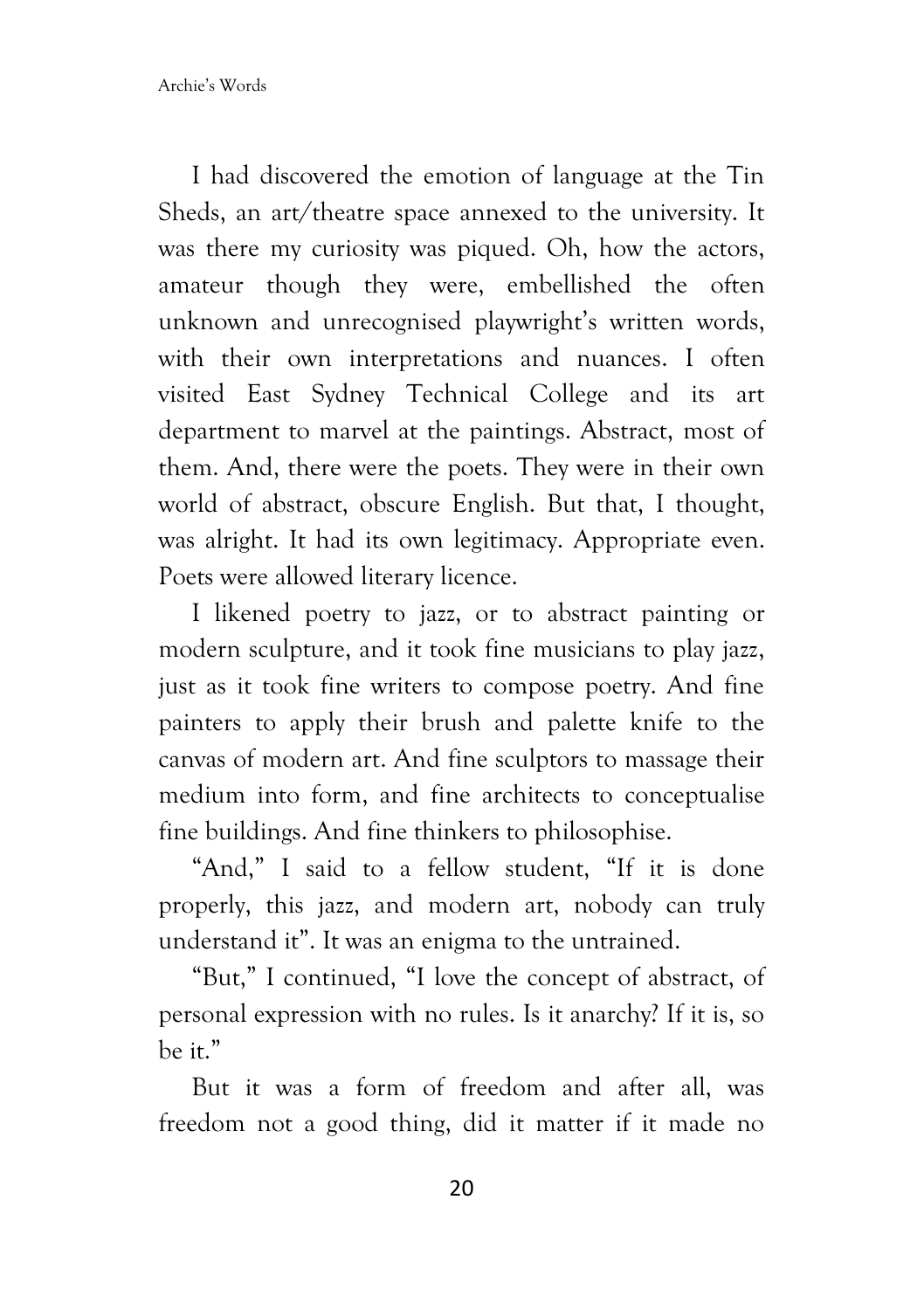I had discovered the emotion of language at the Tin Sheds, an art/theatre space annexed to the university. It was there my curiosity was piqued. Oh, how the actors, amateur though they were, embellished the often unknown and unrecognised playwright's written words, with their own interpretations and nuances. I often visited East Sydney Technical College and its art department to marvel at the paintings. Abstract, most of them. And, there were the poets. They were in their own world of abstract, obscure English. But that, I thought, was alright. It had its own legitimacy. Appropriate even. Poets were allowed literary licence.

I likened poetry to jazz, or to abstract painting or modern sculpture, and it took fine musicians to play jazz, just as it took fine writers to compose poetry. And fine painters to apply their brush and palette knife to the canvas of modern art. And fine sculptors to massage their medium into form, and fine architects to conceptualise fine buildings. And fine thinkers to philosophise.

"And," I said to a fellow student, "If it is done properly, this jazz, and modern art, nobody can truly understand it". It was an enigma to the untrained.

"But," I continued, "I love the concept of abstract, of personal expression with no rules. Is it anarchy? If it is, so be it."

But it was a form of freedom and after all, was freedom not a good thing, did it matter if it made no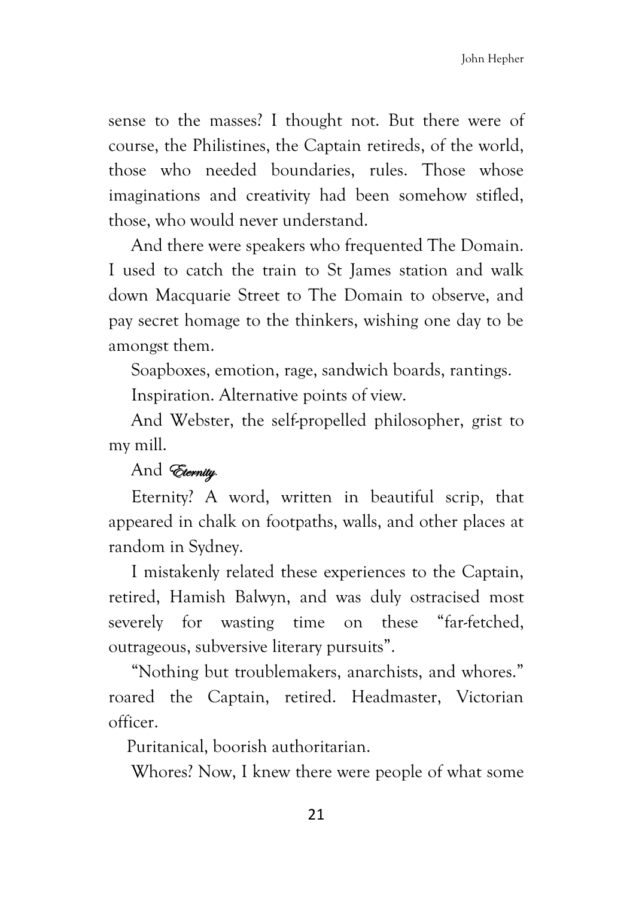sense to the masses? I thought not. But there were of course, the Philistines, the Captain retireds, of the world, those who needed boundaries, rules. Those whose imaginations and creativity had been somehow stifled, those, who would never understand.

And there were speakers who frequented The Domain. I used to catch the train to St James station and walk down Macquarie Street to The Domain to observe, and pay secret homage to the thinkers, wishing one day to be amongst them.

Soapboxes, emotion, rage, sandwich boards, rantings.

Inspiration. Alternative points of view.

And Webster, the self-propelled philosopher, grist to my mill.

And *Eternity.*

Eternity? A word, written in beautiful scrip, that appeared in chalk on footpaths, walls, and other places at random in Sydney.

I mistakenly related these experiences to the Captain, retired, Hamish Balwyn, and was duly ostracised most severely for wasting time on these "far-fetched, outrageous, subversive literary pursuits".

"Nothing but troublemakers, anarchists, and whores." roared the Captain, retired. Headmaster, Victorian officer.

Puritanical, boorish authoritarian.

Whores? Now, I knew there were people of what some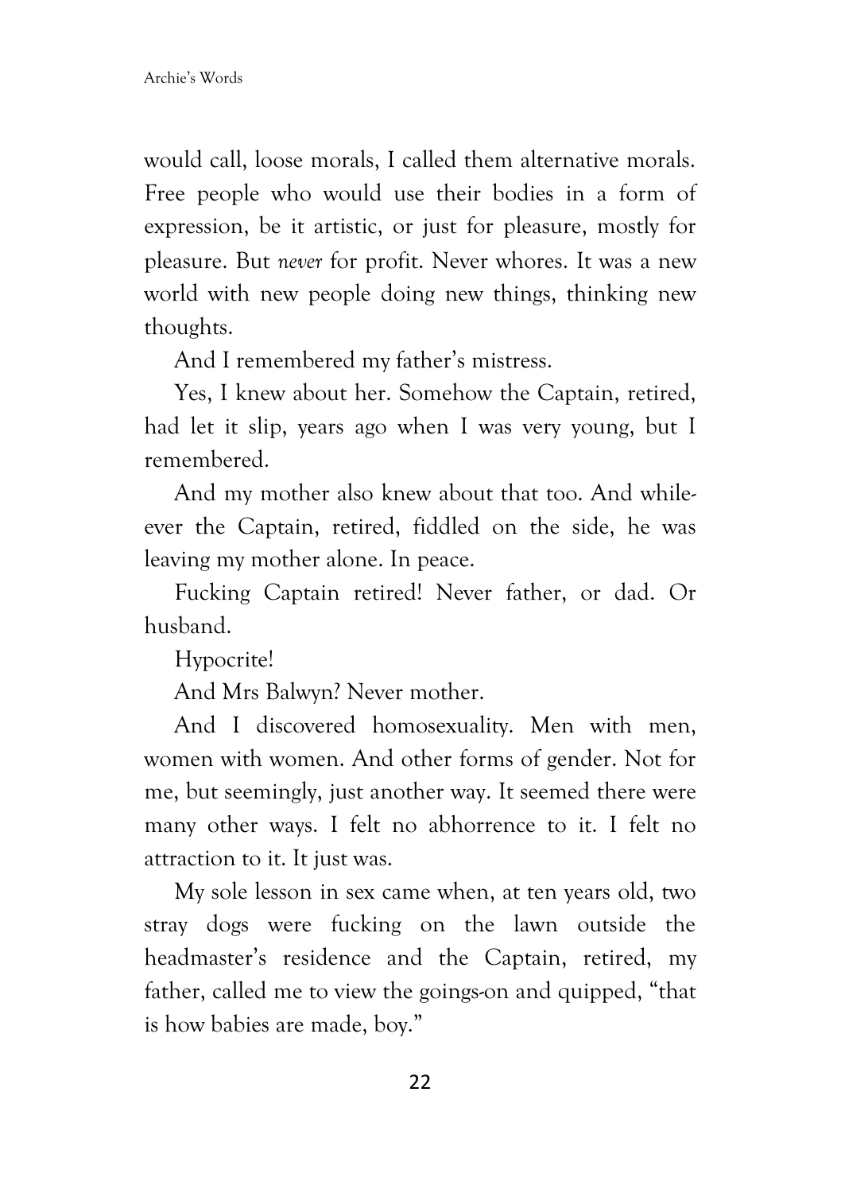would call, loose morals, I called them alternative morals. Free people who would use their bodies in a form of expression, be it artistic, or just for pleasure, mostly for pleasure. But *never* for profit. Never whores. It was a new world with new people doing new things, thinking new thoughts.

And I remembered my father's mistress.

Yes, I knew about her. Somehow the Captain, retired, had let it slip, years ago when I was very young, but I remembered.

And my mother also knew about that too. And while-ever the Captain, retired, fiddled on the side, he was leaving my mother alone. In peace.

Fucking Captain retired! Never father, or dad. Or husband.

Hypocrite!

And Mrs Balwyn? Never mother.

And I discovered homosexuality. Men with men, women with women. And other forms of gender. Not for me, but seemingly, just another way. It seemed there were many other ways. I felt no abhorrence to it. I felt no attraction to it. It just was.

My sole lesson in sex came when, at ten years old, two stray dogs were fucking on the lawn outside the headmaster's residence and the Captain, retired, my father, called me to view the goings-on and quipped, "that is how babies are made, boy."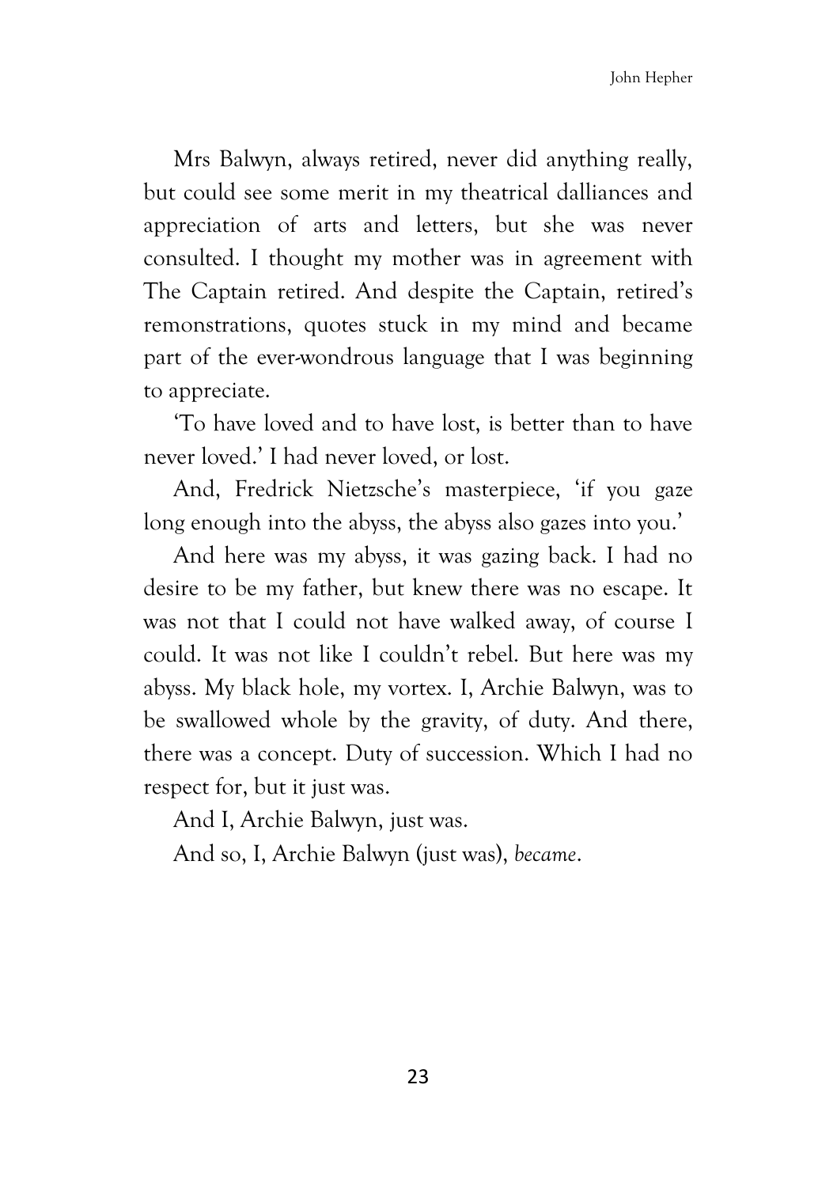Mrs Balwyn, always retired, never did anything really, but could see some merit in my theatrical dalliances and appreciation of arts and letters, but she was never consulted. I thought my mother was in agreement with The Captain retired. And despite the Captain, retired's remonstrations, quotes stuck in my mind and became part of the ever-wondrous language that I was beginning to appreciate.

'To have loved and to have lost, is better than to have never loved.' I had never loved, or lost.

And, Fredrick Nietzsche's masterpiece, 'if you gaze long enough into the abyss, the abyss also gazes into you.'

And here was my abyss, it was gazing back. I had no desire to be my father, but knew there was no escape. It was not that I could not have walked away, of course I could. It was not like I couldn't rebel. But here was my abyss. My black hole, my vortex. I, Archie Balwyn, was to be swallowed whole by the gravity, of duty. And there, there was a concept. Duty of succession. Which I had no respect for, but it just was.

And I, Archie Balwyn, just was.

And so, I, Archie Balwyn (just was), *became*.